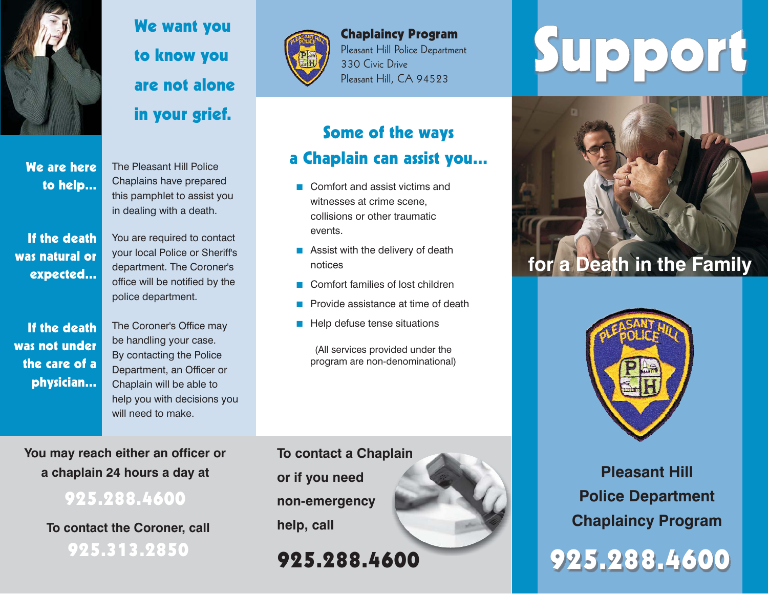# We want you to know you are not alone in your grief.

**We are here to help...**

The Pleasant Hill Police Chaplains have prepared this pamphlet to assist you in dealing with a death.

**If the death was natural or expected...**

You are required to contact your local Police or Sheriff's department. The Coroner's office will be notified by the police department.

**If the death was not under the care of a physician...**

The Coroner's Office may be handling your case. By contacting the Police Department, an Officer or Chaplain will be able to help you with decisions you will need to make.

**You may reach either an officer or a chaplain 24 hours a day at**

**925.288.4600**

**To contact the Coroner, call**

**925.313.2850**

**Chaplaincy Program**
Pleasant Hill Police Department
330 Civic Drive
Pleasant Hill, CA 94523

## Some of the ways a Chaplain can assist you...

- Comfort and assist victims and witnesses at crime scene, collisions or other traumatic events.
- Assist with the delivery of death notices
- Comfort families of lost children
- Provide assistance at time of death
- Help defuse tense situations

(All services provided under the program are non-denominational)

**To contact a Chaplain or if you need non-emergency help, call**

**925.288.4600**

# Support

## for a Death in the Family

**Pleasant Hill Police Department Chaplaincy Program**

**925.288.4600**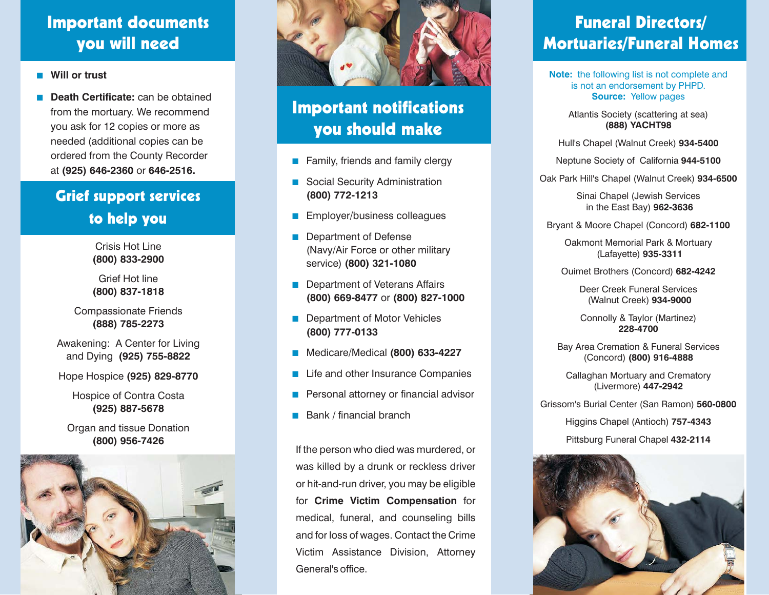## Important documents you will need

- **Will or trust**
- **Death Certificate:** can be obtained from the mortuary. We recommend you ask for 12 copies or more as needed (additional copies can be ordered from the County Recorder at **(925) 646-2360** or **646-2516.**

## Grief support services to help you

Crisis Hot Line
**(800) 833-2900**

Grief Hot line
**(800) 837-1818**

Compassionate Friends
**(888) 785-2273**

Awakening: A Center for Living and Dying **(925) 755-8822**

Hope Hospice **(925) 829-8770**

Hospice of Contra Costa
**(925) 887-5678**

Organ and tissue Donation
**(800) 956-7426**

## Important notifications you should make

- Family, friends and family clergy
- Social Security Administration **(800) 772-1213**
- Employer/business colleagues
- Department of Defense (Navy/Air Force or other military service) **(800) 321-1080**
- Department of Veterans Affairs **(800) 669-8477** or **(800) 827-1000**
- Department of Motor Vehicles **(800) 777-0133**
- Medicare/Medical **(800) 633-4227**
- Life and other Insurance Companies
- Personal attorney or financial advisor
- Bank / financial branch

If the person who died was murdered, or was killed by a drunk or reckless driver or hit-and-run driver, you may be eligible for **Crime Victim Compensation** for medical, funeral, and counseling bills and for loss of wages. Contact the Crime Victim Assistance Division, Attorney General's office.

## Funeral Directors/ Mortuaries/Funeral Homes

**Note:** the following list is not complete and is not an endorsement by PHPD.
**Source:** Yellow pages

Atlantis Society (scattering at sea)
**(888) YACHT98**

Hull's Chapel (Walnut Creek) **934-5400**

Neptune Society of California **944-5100**

Oak Park Hill's Chapel (Walnut Creek) **934-6500**

Sinai Chapel (Jewish Services in the East Bay) **962-3636**

Bryant & Moore Chapel (Concord) **682-1100**

Oakmont Memorial Park & Mortuary (Lafayette) **935-3311**

Ouimet Brothers (Concord) **682-4242**

Deer Creek Funeral Services (Walnut Creek) **934-9000**

Connolly & Taylor (Martinez)
**228-4700**

Bay Area Cremation & Funeral Services (Concord) **(800) 916-4888**

Callaghan Mortuary and Crematory (Livermore) **447-2942**

Grissom's Burial Center (San Ramon) **560-0800**

Higgins Chapel (Antioch) **757-4343**

Pittsburg Funeral Chapel **432-2114**